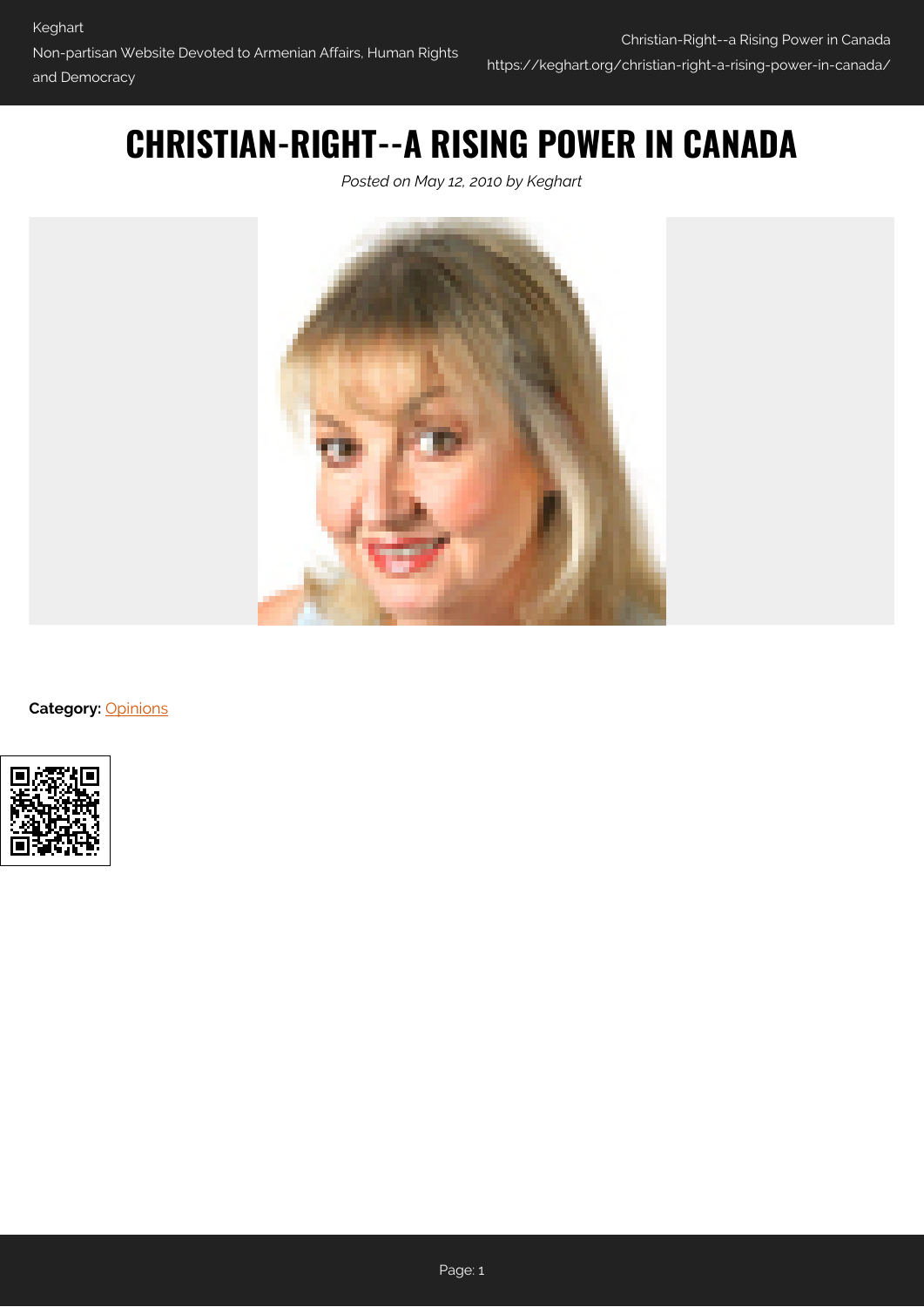# CHRISTIAN-RIGHT--A RISING POWER IN CANADA

*Posted on May 12, 2010 by Keghart*

**Category:** Opinions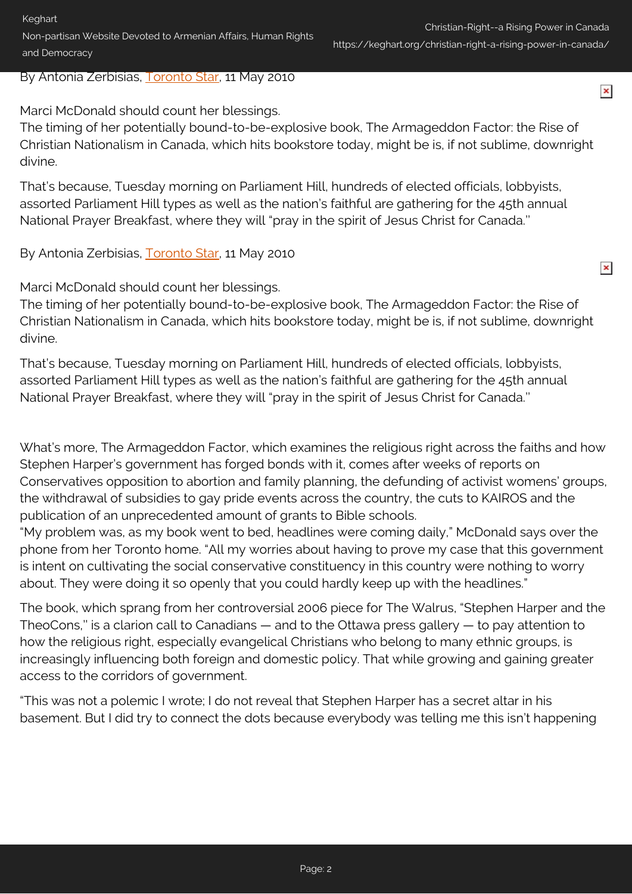By Antonia Zerbisias, Toronto Star, 11 May 2010

Marci McDonald should count her blessings.
The timing of her potentially bound-to-be-explosive book, The Armageddon Factor: the Rise of Christian Nationalism in Canada, which hits bookstore today, might be is, if not sublime, downright divine.

That's because, Tuesday morning on Parliament Hill, hundreds of elected officials, lobbyists, assorted Parliament Hill types as well as the nation's faithful are gathering for the 45th annual National Prayer Breakfast, where they will "pray in the spirit of Jesus Christ for Canada.''

By Antonia Zerbisias, Toronto Star, 11 May 2010

Marci McDonald should count her blessings.
The timing of her potentially bound-to-be-explosive book, The Armageddon Factor: the Rise of Christian Nationalism in Canada, which hits bookstore today, might be is, if not sublime, downright divine.

That's because, Tuesday morning on Parliament Hill, hundreds of elected officials, lobbyists, assorted Parliament Hill types as well as the nation's faithful are gathering for the 45th annual National Prayer Breakfast, where they will "pray in the spirit of Jesus Christ for Canada.''

What's more, The Armageddon Factor, which examines the religious right across the faiths and how Stephen Harper's government has forged bonds with it, comes after weeks of reports on Conservatives opposition to abortion and family planning, the defunding of activist womens' groups, the withdrawal of subsidies to gay pride events across the country, the cuts to KAIROS and the publication of an unprecedented amount of grants to Bible schools.
"My problem was, as my book went to bed, headlines were coming daily," McDonald says over the phone from her Toronto home. "All my worries about having to prove my case that this government is intent on cultivating the social conservative constituency in this country were nothing to worry about. They were doing it so openly that you could hardly keep up with the headlines."

The book, which sprang from her controversial 2006 piece for The Walrus, "Stephen Harper and the TheoCons,'' is a clarion call to Canadians — and to the Ottawa press gallery — to pay attention to how the religious right, especially evangelical Christians who belong to many ethnic groups, is increasingly influencing both foreign and domestic policy. That while growing and gaining greater access to the corridors of government.

"This was not a polemic I wrote; I do not reveal that Stephen Harper has a secret altar in his basement. But I did try to connect the dots because everybody was telling me this isn't happening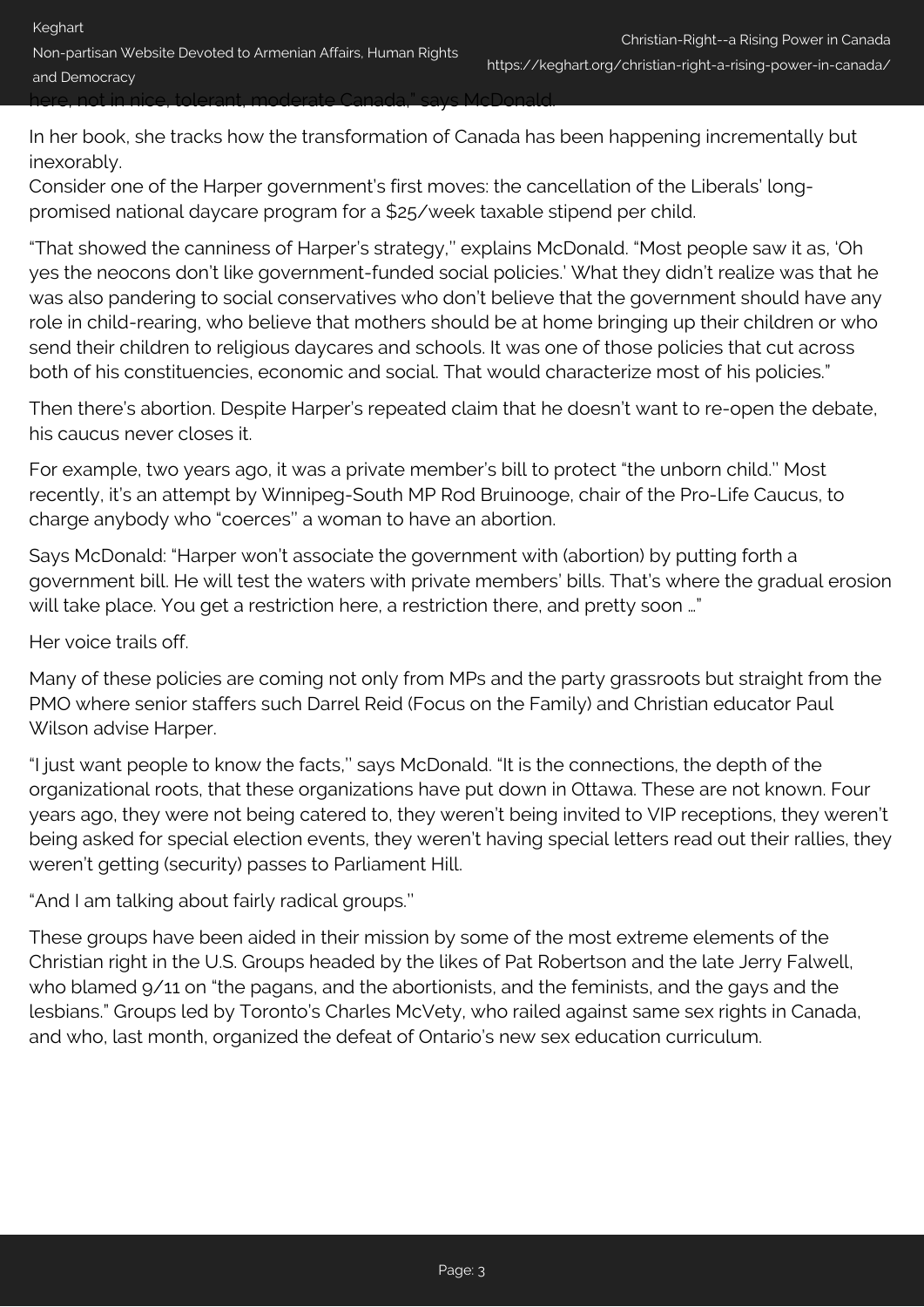here, not in nice, tolerant, moderate Canada," says McDonald.

In her book, she tracks how the transformation of Canada has been happening incrementally but inexorably.
Consider one of the Harper government's first moves: the cancellation of the Liberals' long-promised national daycare program for a $25/week taxable stipend per child.

"That showed the canniness of Harper's strategy,'' explains McDonald. "Most people saw it as, 'Oh yes the neocons don't like government-funded social policies.' What they didn't realize was that he was also pandering to social conservatives who don't believe that the government should have any role in child-rearing, who believe that mothers should be at home bringing up their children or who send their children to religious daycares and schools. It was one of those policies that cut across both of his constituencies, economic and social. That would characterize most of his policies."

Then there's abortion. Despite Harper's repeated claim that he doesn't want to re-open the debate, his caucus never closes it.

For example, two years ago, it was a private member's bill to protect "the unborn child.'' Most recently, it's an attempt by Winnipeg-South MP Rod Bruinooge, chair of the Pro-Life Caucus, to charge anybody who "coerces'' a woman to have an abortion.

Says McDonald: "Harper won't associate the government with (abortion) by putting forth a government bill. He will test the waters with private members' bills. That's where the gradual erosion will take place. You get a restriction here, a restriction there, and pretty soon …"

Her voice trails off.

Many of these policies are coming not only from MPs and the party grassroots but straight from the PMO where senior staffers such Darrel Reid (Focus on the Family) and Christian educator Paul Wilson advise Harper.

"I just want people to know the facts,'' says McDonald. "It is the connections, the depth of the organizational roots, that these organizations have put down in Ottawa. These are not known. Four years ago, they were not being catered to, they weren't being invited to VIP receptions, they weren't being asked for special election events, they weren't having special letters read out their rallies, they weren't getting (security) passes to Parliament Hill.

"And I am talking about fairly radical groups.''

These groups have been aided in their mission by some of the most extreme elements of the Christian right in the U.S. Groups headed by the likes of Pat Robertson and the late Jerry Falwell, who blamed 9/11 on "the pagans, and the abortionists, and the feminists, and the gays and the lesbians." Groups led by Toronto's Charles McVety, who railed against same sex rights in Canada, and who, last month, organized the defeat of Ontario's new sex education curriculum.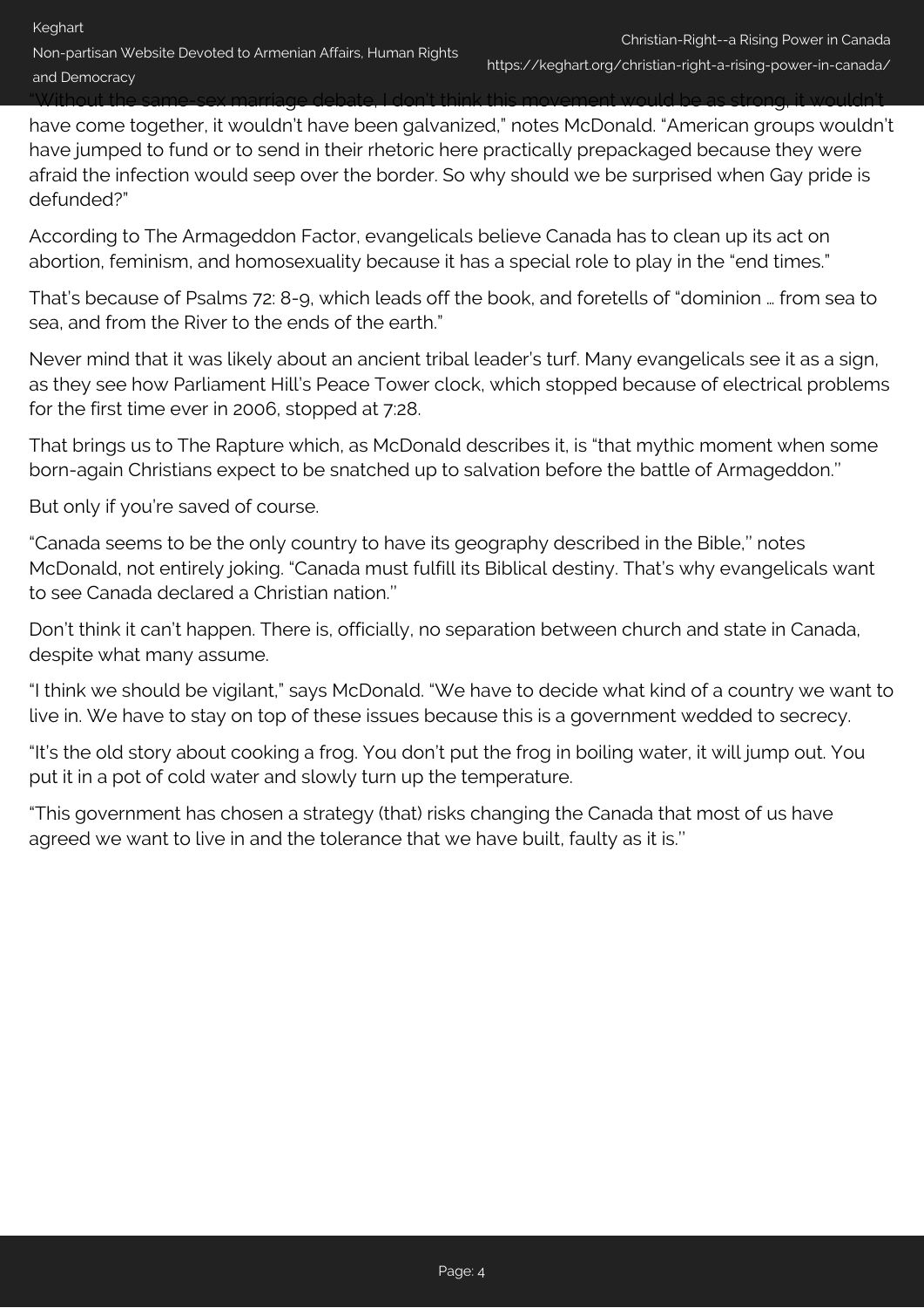"Without the same-sex marriage debate, I don't think this movement would be as strong, it wouldn't have come together, it wouldn't have been galvanized," notes McDonald. "American groups wouldn't have jumped to fund or to send in their rhetoric here practically prepackaged because they were afraid the infection would seep over the border. So why should we be surprised when Gay pride is defunded?"

According to The Armageddon Factor, evangelicals believe Canada has to clean up its act on abortion, feminism, and homosexuality because it has a special role to play in the "end times."

That's because of Psalms 72: 8-9, which leads off the book, and foretells of "dominion … from sea to sea, and from the River to the ends of the earth."

Never mind that it was likely about an ancient tribal leader's turf. Many evangelicals see it as a sign, as they see how Parliament Hill's Peace Tower clock, which stopped because of electrical problems for the first time ever in 2006, stopped at 7:28.

That brings us to The Rapture which, as McDonald describes it, is "that mythic moment when some born-again Christians expect to be snatched up to salvation before the battle of Armageddon.''

But only if you're saved of course.

"Canada seems to be the only country to have its geography described in the Bible,'' notes McDonald, not entirely joking. "Canada must fulfill its Biblical destiny. That's why evangelicals want to see Canada declared a Christian nation.''

Don't think it can't happen. There is, officially, no separation between church and state in Canada, despite what many assume.

"I think we should be vigilant," says McDonald. "We have to decide what kind of a country we want to live in. We have to stay on top of these issues because this is a government wedded to secrecy.

"It's the old story about cooking a frog. You don't put the frog in boiling water, it will jump out. You put it in a pot of cold water and slowly turn up the temperature.

"This government has chosen a strategy (that) risks changing the Canada that most of us have agreed we want to live in and the tolerance that we have built, faulty as it is.''